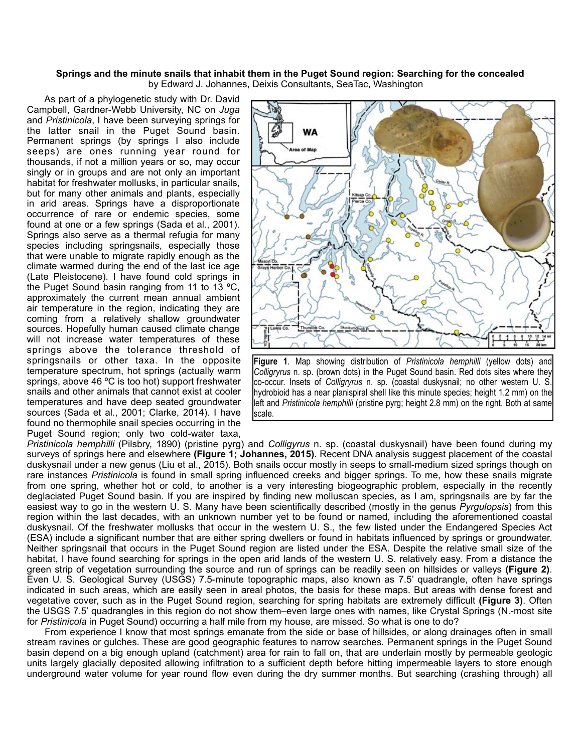**Springs and the minute snails that inhabit them in the Puget Sound region: Searching for the concealed**
by Edward J. Johannes, Deixis Consultants, SeaTac, Washington

As part of a phylogenetic study with Dr. David Campbell, Gardner-Webb University, NC on *Juga* and *Pristinicola*, I have been surveying springs for the latter snail in the Puget Sound basin. Permanent springs (by springs I also include seeps) are ones running year round for thousands, if not a million years or so, may occur singly or in groups and are not only an important habitat for freshwater mollusks, in particular snails, but for many other animals and plants, especially in arid areas. Springs have a disproportionate occurrence of rare or endemic species, some found at one or a few springs (Sada et al., 2001). Springs also serve as a thermal refugia for many species including springsnails, especially those that were unable to migrate rapidly enough as the climate warmed during the end of the last ice age (Late Pleistocene). I have found cold springs in the Puget Sound basin ranging from 11 to 13 ºC, approximately the current mean annual ambient air temperature in the region, indicating they are coming from a relatively shallow groundwater sources. Hopefully human caused climate change will not increase water temperatures of these springs above the tolerance threshold of springsnails or other taxa. In the opposite temperature spectrum, hot springs (actually warm springs, above 46 ºC is too hot) support freshwater snails and other animals that cannot exist at cooler temperatures and have deep seated groundwater sources (Sada et al., 2001; Clarke, 2014). I have found no thermophile snail species occurring in the Puget Sound region; only two cold-water taxa, *Pristinicola hemphilli* (Pilsbry, 1890) (pristine pyrg) and *Colligyrus* n. sp. (coastal duskysnail) have been found during my surveys of springs here and elsewhere **(Figure 1; Johannes, 2015)**. Recent DNA analysis suggest placement of the coastal duskysnail under a new genus (Liu et al., 2015). Both snails occur mostly in seeps to small-medium sized springs though on rare instances *Pristinicola* is found in small spring influenced creeks and bigger springs. To me, how these snails migrate from one spring, whether hot or cold, to another is a very interesting biogeographic problem, especially in the recently deglaciated Puget Sound basin. If you are inspired by finding new molluscan species, as I am, springsnails are by far the easiest way to go in the western U. S. Many have been scientifically described (mostly in the genus *Pyrgulopsis*) from this region within the last decades, with an unknown number yet to be found or named, including the aforementioned coastal duskysnail. Of the freshwater mollusks that occur in the western U. S., the few listed under the Endangered Species Act (ESA) include a significant number that are either spring dwellers or found in habitats influenced by springs or groundwater. Neither springsnail that occurs in the Puget Sound region are listed under the ESA. Despite the relative small size of the habitat, I have found searching for springs in the open arid lands of the western U. S. relatively easy. From a distance the green strip of vegetation surrounding the source and run of springs can be readily seen on hillsides or valleys **(Figure 2)**. Even U. S. Geological Survey (USGS) 7.5-minute topographic maps, also known as 7.5' quadrangle, often have springs indicated in such areas, which are easily seen in areal photos, the basis for these maps. But areas with dense forest and vegetative cover, such as in the Puget Sound region, searching for spring habitats are extremely difficult **(Figure 3)**. Often the USGS 7.5' quadrangles in this region do not show them–even large ones with names, like Crystal Springs (N.-most site for *Pristinicola* in Puget Sound) occurring a half mile from my house, are missed. So what is one to do?

**Figure 1**. Map showing distribution of *Pristinicola hemphilli* (yellow dots) and *Colligryrus* n. sp. (brown dots) in the Puget Sound basin. Red dots sites where they co-occur. Insets of *Colligryrus* n. sp. (coastal duskysnail; no other western U. S. hydrobioid has a near planispiral shell like this minute species; height 1.2 mm) on the left and *Pristinicola hemphilli* (pristine pyrg; height 2.8 mm) on the right. Both at same scale.

From experience I know that most springs emanate from the side or base of hillsides, or along drainages often in small stream ravines or gulches. These are good geographic features to narrow searches. Permanent springs in the Puget Sound basin depend on a big enough upland (catchment) area for rain to fall on, that are underlain mostly by permeable geologic units largely glacially deposited allowing infiltration to a sufficient depth before hitting impermeable layers to store enough underground water volume for year round flow even during the dry summer months. But searching (crashing through) all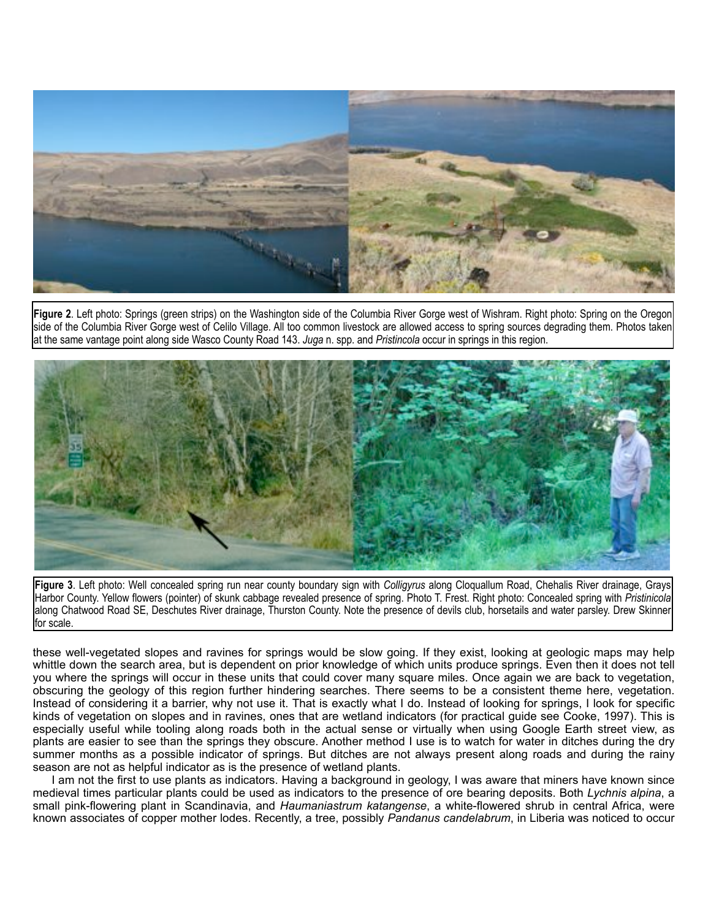**Figure 2**. Left photo: Springs (green strips) on the Washington side of the Columbia River Gorge west of Wishram. Right photo: Spring on the Oregon side of the Columbia River Gorge west of Celilo Village. All too common livestock are allowed access to spring sources degrading them. Photos taken at the same vantage point along side Wasco County Road 143. *Juga* n. spp. and *Pristincola* occur in springs in this region.

**Figure 3**. Left photo: Well concealed spring run near county boundary sign with *Colligyrus* along Cloquallum Road, Chehalis River drainage, Grays Harbor County. Yellow flowers (pointer) of skunk cabbage revealed presence of spring. Photo T. Frest. Right photo: Concealed spring with *Pristinicola* along Chatwood Road SE, Deschutes River drainage, Thurston County. Note the presence of devils club, horsetails and water parsley. Drew Skinner for scale.

these well-vegetated slopes and ravines for springs would be slow going. If they exist, looking at geologic maps may help whittle down the search area, but is dependent on prior knowledge of which units produce springs. Even then it does not tell you where the springs will occur in these units that could cover many square miles. Once again we are back to vegetation, obscuring the geology of this region further hindering searches. There seems to be a consistent theme here, vegetation. Instead of considering it a barrier, why not use it. That is exactly what I do. Instead of looking for springs, I look for specific kinds of vegetation on slopes and in ravines, ones that are wetland indicators (for practical guide see Cooke, 1997). This is especially useful while tooling along roads both in the actual sense or virtually when using Google Earth street view, as plants are easier to see than the springs they obscure. Another method I use is to watch for water in ditches during the dry summer months as a possible indicator of springs. But ditches are not always present along roads and during the rainy season are not as helpful indicator as is the presence of wetland plants.

I am not the first to use plants as indicators. Having a background in geology, I was aware that miners have known since medieval times particular plants could be used as indicators to the presence of ore bearing deposits. Both *Lychnis alpina*, a small pink-flowering plant in Scandinavia, and *Haumaniastrum katangense*, a white-flowered shrub in central Africa, were known associates of copper mother lodes. Recently, a tree, possibly *Pandanus candelabrum*, in Liberia was noticed to occur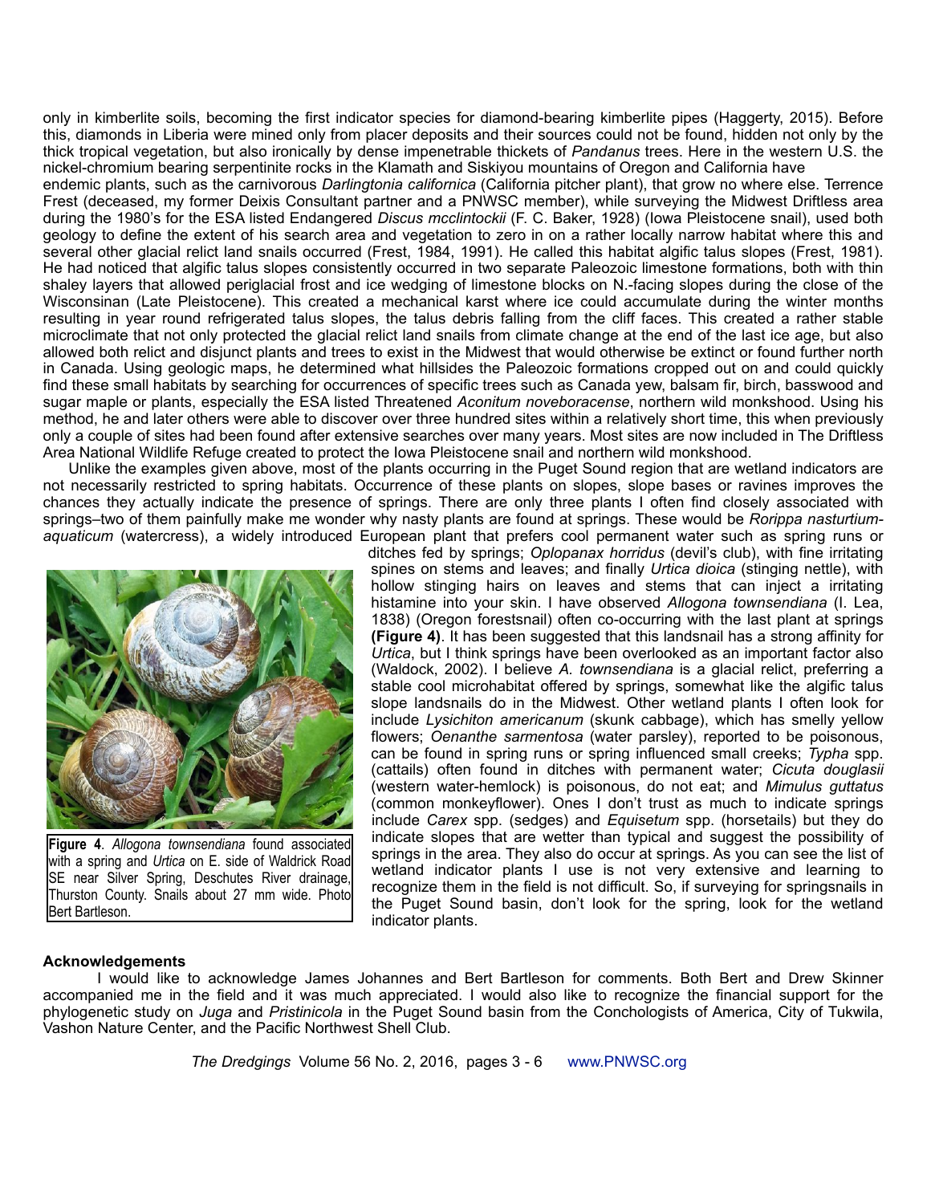only in kimberlite soils, becoming the first indicator species for diamond-bearing kimberlite pipes (Haggerty, 2015). Before this, diamonds in Liberia were mined only from placer deposits and their sources could not be found, hidden not only by the thick tropical vegetation, but also ironically by dense impenetrable thickets of *Pandanus* trees. Here in the western U.S. the nickel-chromium bearing serpentinite rocks in the Klamath and Siskiyou mountains of Oregon and California have endemic plants, such as the carnivorous *Darlingtonia californica* (California pitcher plant), that grow no where else. Terrence Frest (deceased, my former Deixis Consultant partner and a PNWSC member), while surveying the Midwest Driftless area during the 1980's for the ESA listed Endangered *Discus mcclintockii* (F. C. Baker, 1928) (Iowa Pleistocene snail), used both geology to define the extent of his search area and vegetation to zero in on a rather locally narrow habitat where this and several other glacial relict land snails occurred (Frest, 1984, 1991). He called this habitat algific talus slopes (Frest, 1981). He had noticed that algific talus slopes consistently occurred in two separate Paleozoic limestone formations, both with thin shaley layers that allowed periglacial frost and ice wedging of limestone blocks on N.-facing slopes during the close of the Wisconsinan (Late Pleistocene). This created a mechanical karst where ice could accumulate during the winter months resulting in year round refrigerated talus slopes, the talus debris falling from the cliff faces. This created a rather stable microclimate that not only protected the glacial relict land snails from climate change at the end of the last ice age, but also allowed both relict and disjunct plants and trees to exist in the Midwest that would otherwise be extinct or found further north in Canada. Using geologic maps, he determined what hillsides the Paleozoic formations cropped out on and could quickly find these small habitats by searching for occurrences of specific trees such as Canada yew, balsam fir, birch, basswood and sugar maple or plants, especially the ESA listed Threatened *Aconitum noveboracense*, northern wild monkshood. Using his method, he and later others were able to discover over three hundred sites within a relatively short time, this when previously only a couple of sites had been found after extensive searches over many years. Most sites are now included in The Driftless Area National Wildlife Refuge created to protect the Iowa Pleistocene snail and northern wild monkshood.

Unlike the examples given above, most of the plants occurring in the Puget Sound region that are wetland indicators are not necessarily restricted to spring habitats. Occurrence of these plants on slopes, slope bases or ravines improves the chances they actually indicate the presence of springs. There are only three plants I often find closely associated with springs–two of them painfully make me wonder why nasty plants are found at springs. These would be *Rorippa nasturtium-aquaticum* (watercress), a widely introduced European plant that prefers cool permanent water such as spring runs or ditches fed by springs; *Oplopanax horridus* (devil's club), with fine irritating spines on stems and leaves; and finally *Urtica dioica* (stinging nettle), with hollow stinging hairs on leaves and stems that can inject a irritating histamine into your skin. I have observed *Allogona townsendiana* (I. Lea, 1838) (Oregon forestsnail) often co-occurring with the last plant at springs **(Figure 4)**. It has been suggested that this landsnail has a strong affinity for *Urtica*, but I think springs have been overlooked as an important factor also (Waldock, 2002). I believe *A. townsendiana* is a glacial relict, preferring a stable cool microhabitat offered by springs, somewhat like the algific talus slope landsnails do in the Midwest. Other wetland plants I often look for include *Lysichiton americanum* (skunk cabbage), which has smelly yellow flowers; *Oenanthe sarmentosa* (water parsley), reported to be poisonous, can be found in spring runs or spring influenced small creeks; *Typha* spp. (cattails) often found in ditches with permanent water; *Cicuta douglasii* (western water-hemlock) is poisonous, do not eat; and *Mimulus guttatus* (common monkeyflower). Ones I don't trust as much to indicate springs include *Carex* spp. (sedges) and *Equisetum* spp. (horsetails) but they do indicate slopes that are wetter than typical and suggest the possibility of springs in the area. They also do occur at springs. As you can see the list of wetland indicator plants I use is not very extensive and learning to recognize them in the field is not difficult. So, if surveying for springsnails in the Puget Sound basin, don't look for the spring, look for the wetland indicator plants.

**Figure 4**. *Allogona townsendiana* found associated with a spring and *Urtica* on E. side of Waldrick Road SE near Silver Spring, Deschutes River drainage, Thurston County. Snails about 27 mm wide. Photo Bert Bartleson.

**Acknowledgements**

I would like to acknowledge James Johannes and Bert Bartleson for comments. Both Bert and Drew Skinner accompanied me in the field and it was much appreciated. I would also like to recognize the financial support for the phylogenetic study on *Juga* and *Pristinicola* in the Puget Sound basin from the Conchologists of America, City of Tukwila, Vashon Nature Center, and the Pacific Northwest Shell Club.